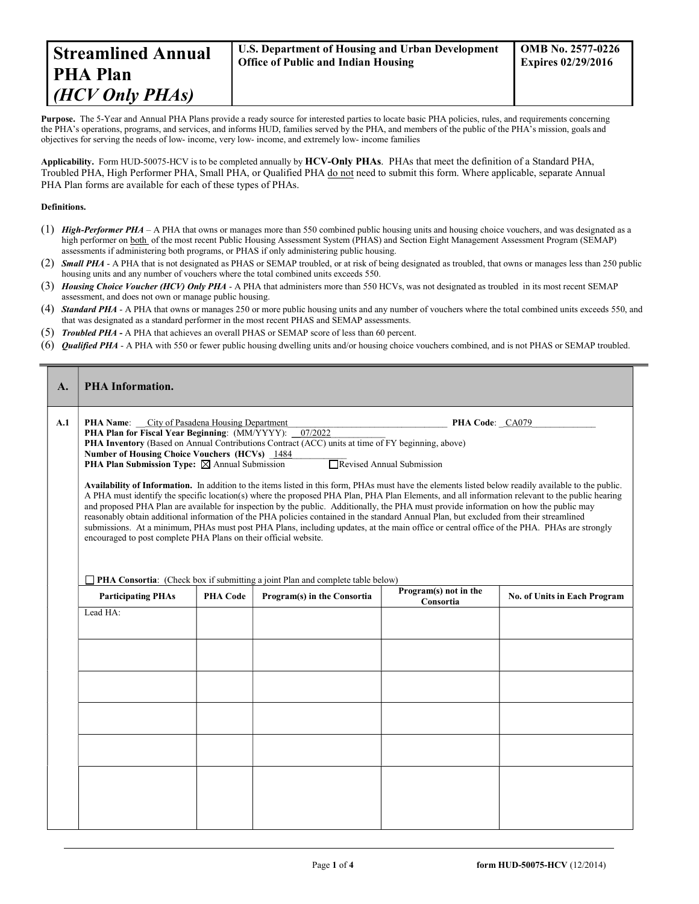| **Streamlined Annual PHA Plan** ***(HCV Only PHAs)*** | **U.S. Department of Housing and Urban Development Office of Public and Indian Housing** | **OMB No. 2577-0226 Expires 02/29/2016** |
|---|---|---|

**Purpose.** The 5-Year and Annual PHA Plans provide a ready source for interested parties to locate basic PHA policies, rules, and requirements concerning the PHA's operations, programs, and services, and informs HUD, families served by the PHA, and members of the public of the PHA's mission, goals and objectives for serving the needs of low- income, very low- income, and extremely low- income families

**Applicability.** Form HUD-50075-HCV is to be completed annually by **HCV-Only PHAs**. PHAs that meet the definition of a Standard PHA, Troubled PHA, High Performer PHA, Small PHA, or Qualified PHA do not need to submit this form. Where applicable, separate Annual PHA Plan forms are available for each of these types of PHAs.

**Definitions.**

(1) ***High-Performer PHA*** – A PHA that owns or manages more than 550 combined public housing units and housing choice vouchers, and was designated as a high performer on both of the most recent Public Housing Assessment System (PHAS) and Section Eight Management Assessment Program (SEMAP) assessments if administering both programs, or PHAS if only administering public housing.

(2) ***Small PHA*** - A PHA that is not designated as PHAS or SEMAP troubled, or at risk of being designated as troubled, that owns or manages less than 250 public housing units and any number of vouchers where the total combined units exceeds 550.

(3) ***Housing Choice Voucher (HCV) Only PHA*** - A PHA that administers more than 550 HCVs, was not designated as troubled in its most recent SEMAP assessment, and does not own or manage public housing.

(4) ***Standard PHA*** - A PHA that owns or manages 250 or more public housing units and any number of vouchers where the total combined units exceeds 550, and that was designated as a standard performer in the most recent PHAS and SEMAP assessments.

(5) ***Troubled PHA*** **-** A PHA that achieves an overall PHAS or SEMAP score of less than 60 percent.

(6) ***Qualified PHA*** - A PHA with 550 or fewer public housing dwelling units and/or housing choice vouchers combined, and is not PHAS or SEMAP troubled.

## A. PHA Information.

**A.1**

**PHA Name**: City of Pasadena Housing Department **PHA Code**: CA079

**PHA Plan for Fiscal Year Beginning**: (MM/YYYY): 07/2022

**PHA Inventory** (Based on Annual Contributions Contract (ACC) units at time of FY beginning, above)

**Number of Housing Choice Vouchers (HCVs)** 1484

**PHA Plan Submission Type:** ☒ Annual Submission ☐ Revised Annual Submission

**Availability of Information.** In addition to the items listed in this form, PHAs must have the elements listed below readily available to the public. A PHA must identify the specific location(s) where the proposed PHA Plan, PHA Plan Elements, and all information relevant to the public hearing and proposed PHA Plan are available for inspection by the public. Additionally, the PHA must provide information on how the public may reasonably obtain additional information of the PHA policies contained in the standard Annual Plan, but excluded from their streamlined submissions. At a minimum, PHAs must post PHA Plans, including updates, at the main office or central office of the PHA. PHAs are strongly encouraged to post complete PHA Plans on their official website.

☐ **PHA Consortia**: (Check box if submitting a joint Plan and complete table below)

| Participating PHAs | PHA Code | Program(s) in the Consortia | Program(s) not in the Consortia | No. of Units in Each Program |
|---|---|---|---|---|
| Lead HA: | | | | |
| | | | | |
| | | | | |
| | | | | |
| | | | | |
| | | | | |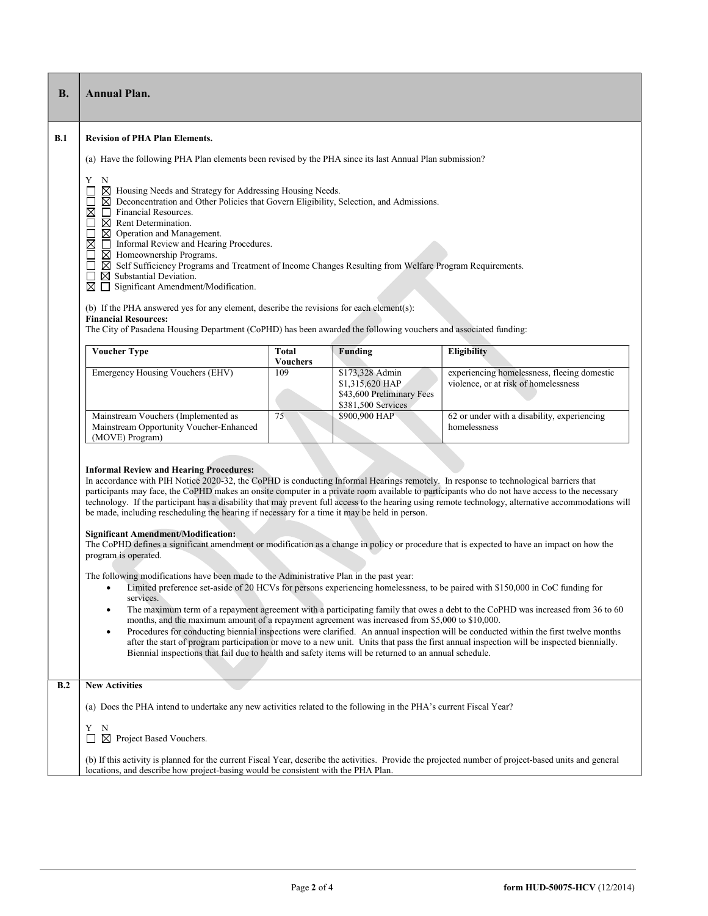## B. Annual Plan.

### B.1 Revision of PHA Plan Elements.

(a) Have the following PHA Plan elements been revised by the PHA since its last Annual Plan submission?

Y N
- ☐ ☒ Housing Needs and Strategy for Addressing Housing Needs.
- ☐ ☒ Deconcentration and Other Policies that Govern Eligibility, Selection, and Admissions.
- ☒ ☐ Financial Resources.
- ☐ ☒ Rent Determination.
- ☐ ☒ Operation and Management.
- ☒ ☐ Informal Review and Hearing Procedures.
- ☐ ☒ Homeownership Programs.
- ☐ ☒ Self Sufficiency Programs and Treatment of Income Changes Resulting from Welfare Program Requirements.
- ☐ ☒ Substantial Deviation.
- ☒ ☐ Significant Amendment/Modification.

(b) If the PHA answered yes for any element, describe the revisions for each element(s):

**Financial Resources:**

The City of Pasadena Housing Department (CoPHD) has been awarded the following vouchers and associated funding:

| Voucher Type | Total Vouchers | Funding | Eligibility |
|---|---|---|---|
| Emergency Housing Vouchers (EHV) | 109 | \$173,328 Admin<br>\$1,315,620 HAP<br>\$43,600 Preliminary Fees<br>\$381,500 Services | experiencing homelessness, fleeing domestic violence, or at risk of homelessness |
| Mainstream Vouchers (Implemented as Mainstream Opportunity Voucher-Enhanced (MOVE) Program) | 75 | \$900,900 HAP | 62 or under with a disability, experiencing homelessness |

**Informal Review and Hearing Procedures:**

In accordance with PIH Notice 2020-32, the CoPHD is conducting Informal Hearings remotely. In response to technological barriers that participants may face, the CoPHD makes an onsite computer in a private room available to participants who do not have access to the necessary technology. If the participant has a disability that may prevent full access to the hearing using remote technology, alternative accommodations will be made, including rescheduling the hearing if necessary for a time it may be held in person.

**Significant Amendment/Modification:**

The CoPHD defines a significant amendment or modification as a change in policy or procedure that is expected to have an impact on how the program is operated.

The following modifications have been made to the Administrative Plan in the past year:

- Limited preference set-aside of 20 HCVs for persons experiencing homelessness, to be paired with \$150,000 in CoC funding for services.
- The maximum term of a repayment agreement with a participating family that owes a debt to the CoPHD was increased from 36 to 60 months, and the maximum amount of a repayment agreement was increased from \$5,000 to \$10,000.
- Procedures for conducting biennial inspections were clarified. An annual inspection will be conducted within the first twelve months after the start of program participation or move to a new unit. Units that pass the first annual inspection will be inspected biennially. Biennial inspections that fail due to health and safety items will be returned to an annual schedule.

### B.2 New Activities

(a) Does the PHA intend to undertake any new activities related to the following in the PHA's current Fiscal Year?

Y N
- ☐ ☒ Project Based Vouchers.

(b) If this activity is planned for the current Fiscal Year, describe the activities. Provide the projected number of project-based units and general locations, and describe how project-basing would be consistent with the PHA Plan.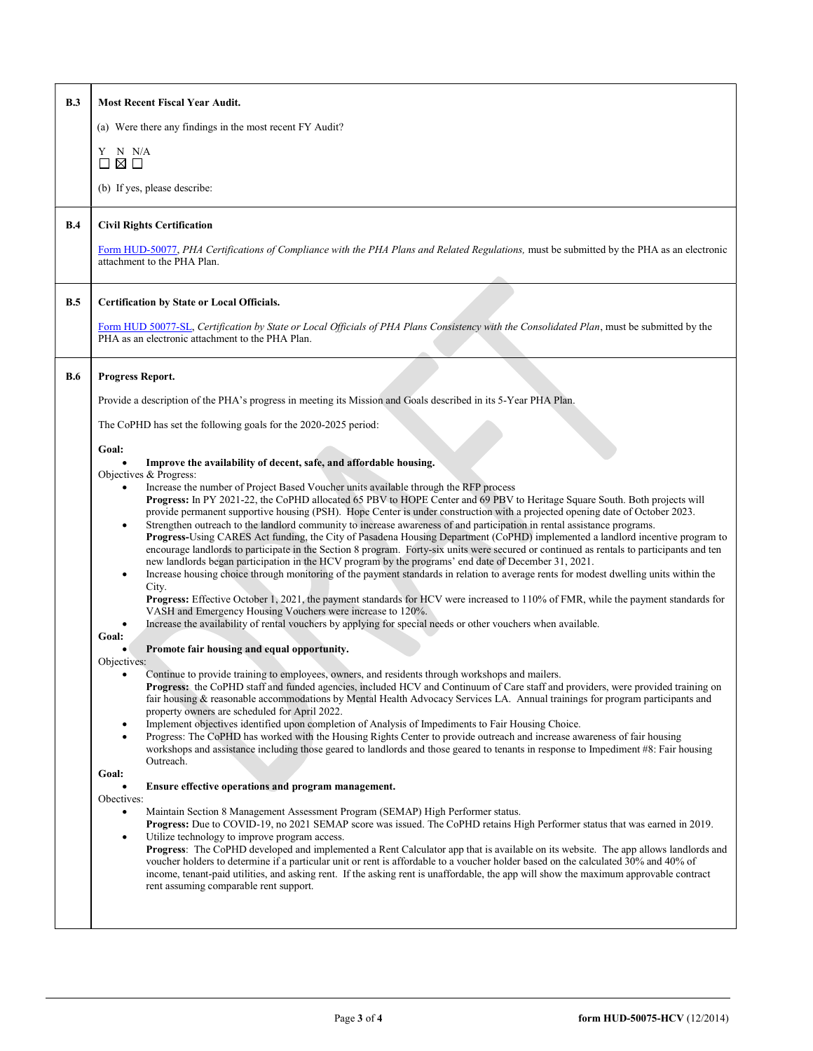**B.3 Most Recent Fiscal Year Audit.**

(a) Were there any findings in the most recent FY Audit?

Y ☐ N ☒ N/A ☐

(b) If yes, please describe:

**B.4 Civil Rights Certification**

Form HUD-50077, *PHA Certifications of Compliance with the PHA Plans and Related Regulations,* must be submitted by the PHA as an electronic attachment to the PHA Plan.

**B.5 Certification by State or Local Officials.**

Form HUD 50077-SL, *Certification by State or Local Officials of PHA Plans Consistency with the Consolidated Plan*, must be submitted by the PHA as an electronic attachment to the PHA Plan.

**B.6 Progress Report.**

Provide a description of the PHA's progress in meeting its Mission and Goals described in its 5-Year PHA Plan.

The CoPHD has set the following goals for the 2020-2025 period:

**Goal:**

- **Improve the availability of decent, safe, and affordable housing.**

Objectives & Progress:

- Increase the number of Project Based Voucher units available through the RFP process
  **Progress:** In PY 2021-22, the CoPHD allocated 65 PBV to HOPE Center and 69 PBV to Heritage Square South. Both projects will provide permanent supportive housing (PSH). Hope Center is under construction with a projected opening date of October 2023.
- Strengthen outreach to the landlord community to increase awareness of and participation in rental assistance programs.
  **Progress-**Using CARES Act funding, the City of Pasadena Housing Department (CoPHD) implemented a landlord incentive program to encourage landlords to participate in the Section 8 program. Forty-six units were secured or continued as rentals to participants and ten new landlords began participation in the HCV program by the programs' end date of December 31, 2021.
- Increase housing choice through monitoring of the payment standards in relation to average rents for modest dwelling units within the City.
  **Progress:** Effective October 1, 2021, the payment standards for HCV were increased to 110% of FMR, while the payment standards for VASH and Emergency Housing Vouchers were increase to 120%.
- Increase the availability of rental vouchers by applying for special needs or other vouchers when available.

**Goal:**

- **Promote fair housing and equal opportunity.**

Objectives:

- Continue to provide training to employees, owners, and residents through workshops and mailers.
  **Progress:** the CoPHD staff and funded agencies, included HCV and Continuum of Care staff and providers, were provided training on fair housing & reasonable accommodations by Mental Health Advocacy Services LA. Annual trainings for program participants and property owners are scheduled for April 2022.
- Implement objectives identified upon completion of Analysis of Impediments to Fair Housing Choice.
- Progress: The CoPHD has worked with the Housing Rights Center to provide outreach and increase awareness of fair housing workshops and assistance including those geared to landlords and those geared to tenants in response to Impediment #8: Fair housing Outreach.

**Goal:**

- **Ensure effective operations and program management.**

Obectives:

- Maintain Section 8 Management Assessment Program (SEMAP) High Performer status.
  **Progress:** Due to COVID-19, no 2021 SEMAP score was issued. The CoPHD retains High Performer status that was earned in 2019.
- Utilize technology to improve program access.
  **Progress**: The CoPHD developed and implemented a Rent Calculator app that is available on its website. The app allows landlords and voucher holders to determine if a particular unit or rent is affordable to a voucher holder based on the calculated 30% and 40% of income, tenant-paid utilities, and asking rent. If the asking rent is unaffordable, the app will show the maximum approvable contract rent assuming comparable rent support.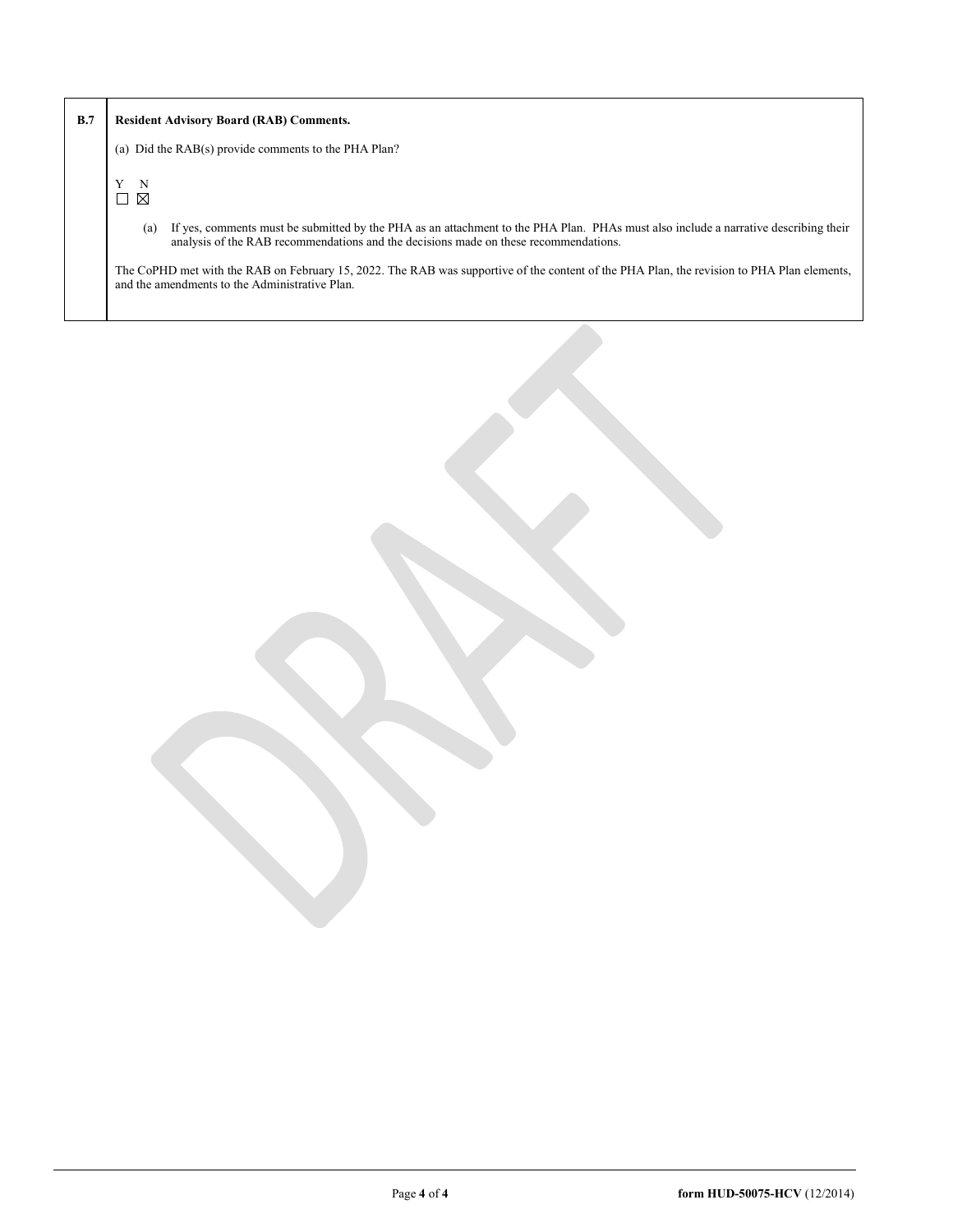| | |
|---|---|
| **B.7** | **Resident Advisory Board (RAB) Comments.**<br><br>(a) Did the RAB(s) provide comments to the PHA Plan?<br><br>Y N<br>☐ ☒<br><br>(a) If yes, comments must be submitted by the PHA as an attachment to the PHA Plan. PHAs must also include a narrative describing their analysis of the RAB recommendations and the decisions made on these recommendations.<br><br>The CoPHD met with the RAB on February 15, 2022. The RAB was supportive of the content of the PHA Plan, the revision to PHA Plan elements, and the amendments to the Administrative Plan. |

DRAFT

**form HUD-50075-HCV** (12/2014)